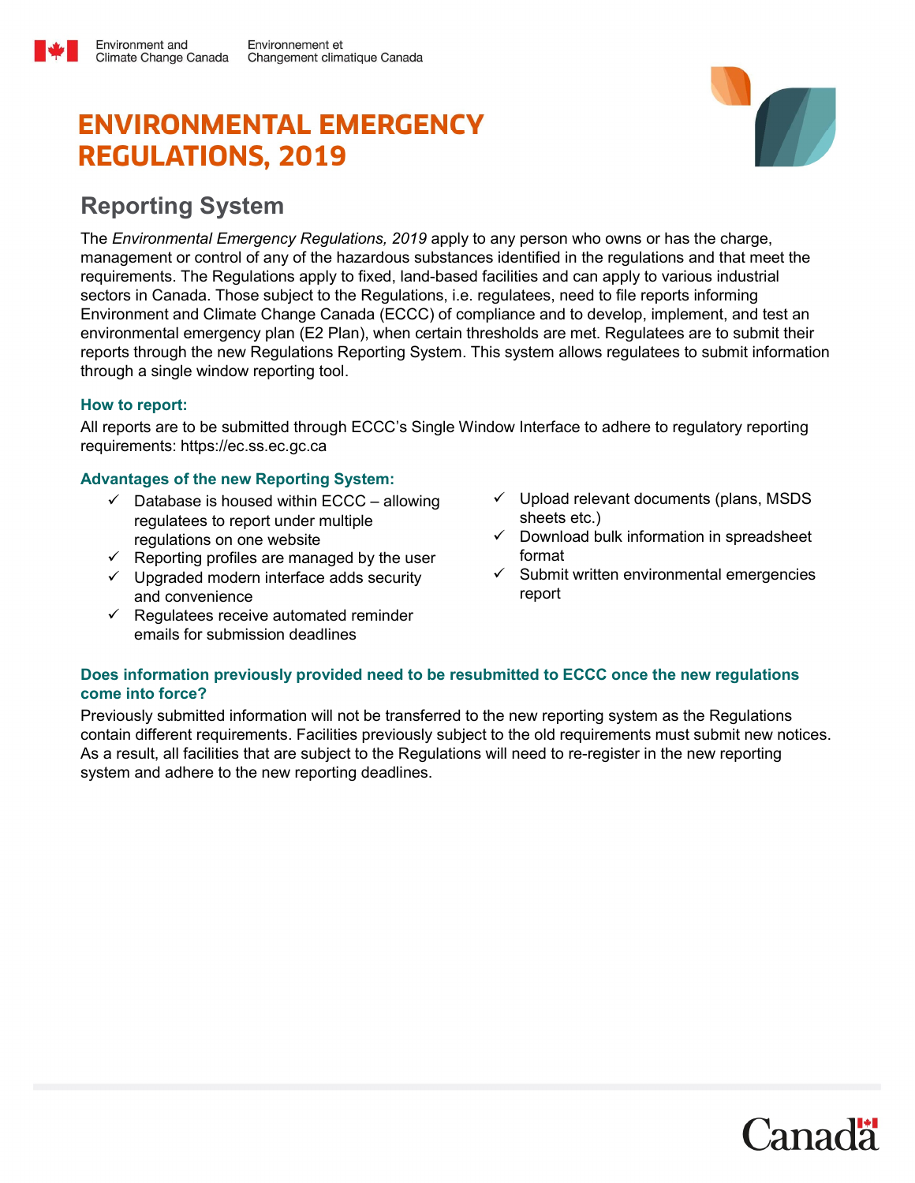# ENVIRONMENTAL EMERGENCY REGULATIONS, 2019

## Reporting System

The *Environmental Emergency Regulations, 2019* apply to any person who owns or has the charge, management or control of any of the hazardous substances identified in the regulations and that meet the requirements. The Regulations apply to fixed, land-based facilities and can apply to various industrial sectors in Canada. Those subject to the Regulations, i.e. regulatees, need to file reports informing Environment and Climate Change Canada (ECCC) of compliance and to develop, implement, and test an environmental emergency plan (E2 Plan), when certain thresholds are met. Regulatees are to submit their reports through the new Regulations Reporting System. This system allows regulatees to submit information through a single window reporting tool.

### How to report:

All reports are to be submitted through ECCC's Single Window Interface to adhere to regulatory reporting requirements: https://ec.ss.ec.gc.ca

### Advantages of the new Reporting System:

- ✓ Database is housed within ECCC – allowing regulatees to report under multiple regulations on one website
- ✓ Reporting profiles are managed by the user
- ✓ Upgraded modern interface adds security and convenience
- ✓ Regulatees receive automated reminder emails for submission deadlines
- ✓ Upload relevant documents (plans, MSDS sheets etc.)
- ✓ Download bulk information in spreadsheet format
- ✓ Submit written environmental emergencies report

### Does information previously provided need to be resubmitted to ECCC once the new regulations come into force?

Previously submitted information will not be transferred to the new reporting system as the Regulations contain different requirements. Facilities previously subject to the old requirements must submit new notices. As a result, all facilities that are subject to the Regulations will need to re-register in the new reporting system and adhere to the new reporting deadlines.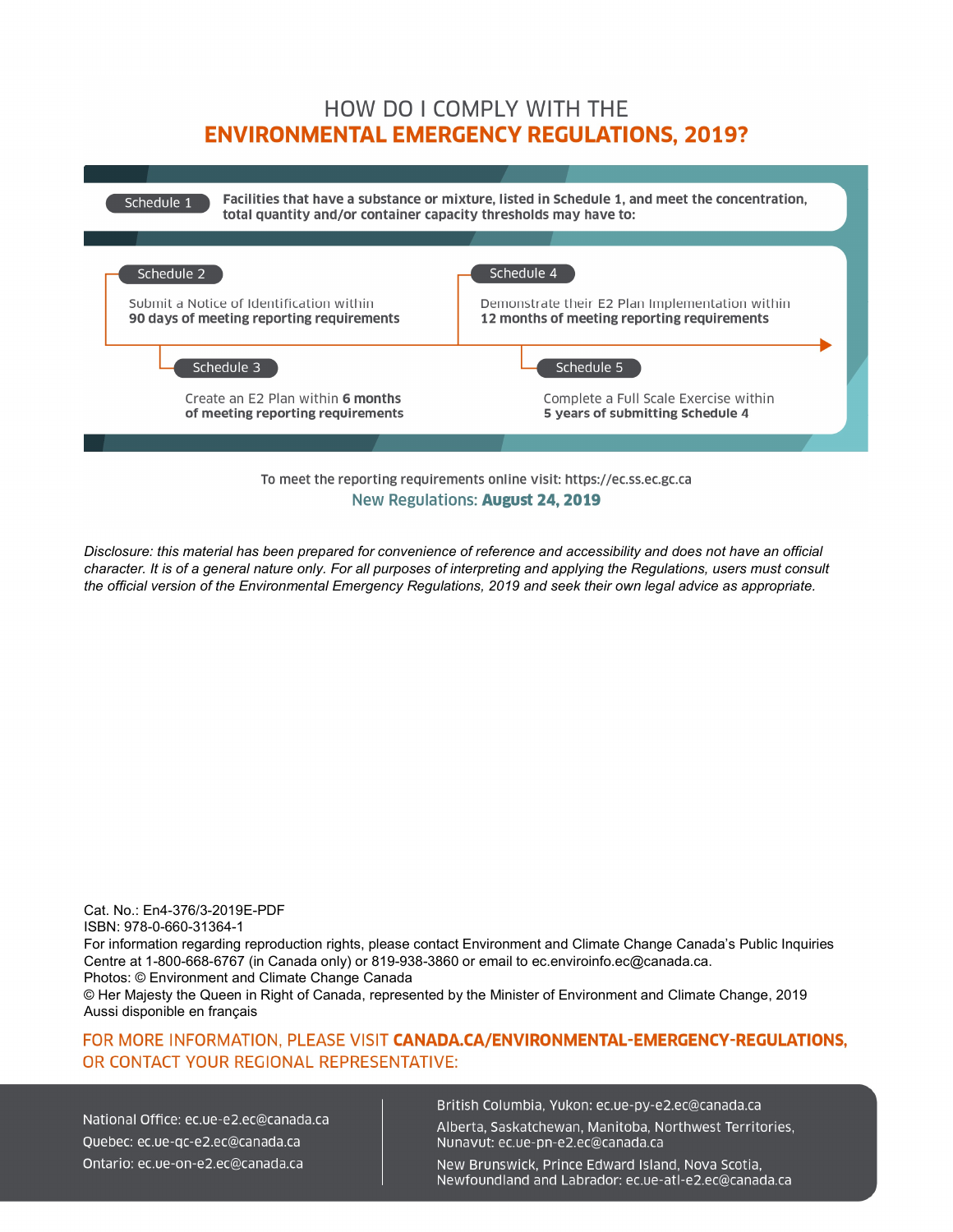# HOW DO I COMPLY WITH THE ENVIRONMENTAL EMERGENCY REGULATIONS, 2019?

Schedule 1

**Facilities that have a substance or mixture, listed in Schedule 1, and meet the concentration, total quantity and/or container capacity thresholds may have to:**

Schedule 2

Submit a Notice of Identification within **90 days of meeting reporting requirements**

Schedule 3

Create an E2 Plan within **6 months of meeting reporting requirements**

Schedule 4

Demonstrate their E2 Plan Implementation within **12 months of meeting reporting requirements**

Schedule 5

Complete a Full Scale Exercise within **5 years of submitting Schedule 4**

To meet the reporting requirements online visit: https://ec.ss.ec.gc.ca

New Regulations: **August 24, 2019**

*Disclosure: this material has been prepared for convenience of reference and accessibility and does not have an official character. It is of a general nature only. For all purposes of interpreting and applying the Regulations, users must consult the official version of the Environmental Emergency Regulations, 2019 and seek their own legal advice as appropriate.*

Cat. No.: En4-376/3-2019E-PDF
ISBN: 978-0-660-31364-1
For information regarding reproduction rights, please contact Environment and Climate Change Canada's Public Inquiries Centre at 1-800-668-6767 (in Canada only) or 819-938-3860 or email to ec.enviroinfo.ec@canada.ca.
Photos: © Environment and Climate Change Canada
© Her Majesty the Queen in Right of Canada, represented by the Minister of Environment and Climate Change, 2019
Aussi disponible en français

FOR MORE INFORMATION, PLEASE VISIT **CANADA.CA/ENVIRONMENTAL-EMERGENCY-REGULATIONS**, OR CONTACT YOUR REGIONAL REPRESENTATIVE:

National Office: ec.ue-e2.ec@canada.ca

Quebec: ec.ue-qc-e2.ec@canada.ca

Ontario: ec.ue-on-e2.ec@canada.ca

British Columbia, Yukon: ec.ue-py-e2.ec@canada.ca

Alberta, Saskatchewan, Manitoba, Northwest Territories, Nunavut: ec.ue-pn-e2.ec@canada.ca

New Brunswick, Prince Edward Island, Nova Scotia, Newfoundland and Labrador: ec.ue-atl-e2.ec@canada.ca